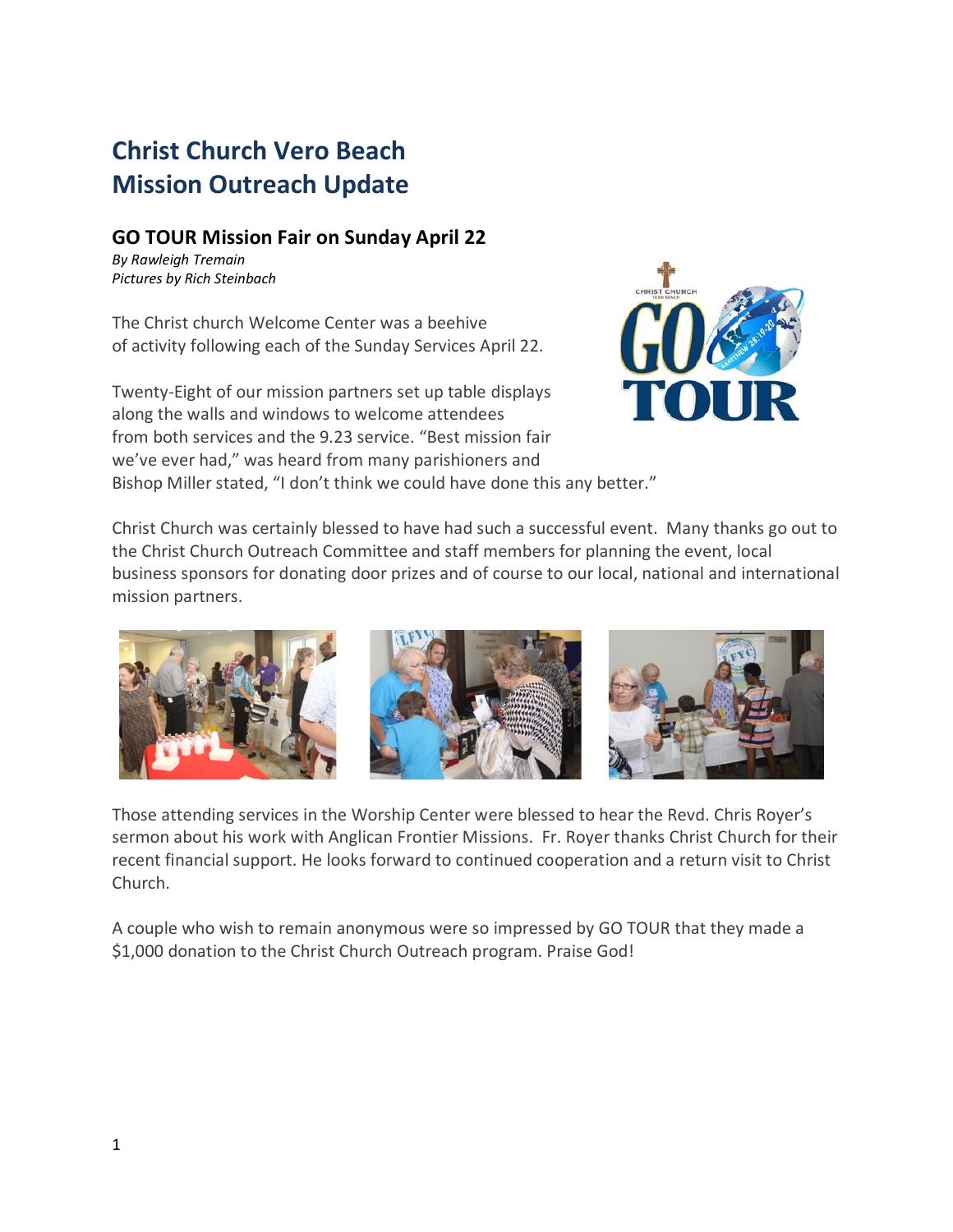# Christ Church Vero Beach
# Mission Outreach Update

## GO TOUR Mission Fair on Sunday April 22

*By Rawleigh Tremain*
*Pictures by Rich Steinbach*

The Christ church Welcome Center was a beehive of activity following each of the Sunday Services April 22.

Twenty-Eight of our mission partners set up table displays along the walls and windows to welcome attendees from both services and the 9.23 service. "Best mission fair we've ever had," was heard from many parishioners and Bishop Miller stated, "I don't think we could have done this any better."

Christ Church was certainly blessed to have had such a successful event. Many thanks go out to the Christ Church Outreach Committee and staff members for planning the event, local business sponsors for donating door prizes and of course to our local, national and international mission partners.

Those attending services in the Worship Center were blessed to hear the Revd. Chris Royer's sermon about his work with Anglican Frontier Missions. Fr. Royer thanks Christ Church for their recent financial support. He looks forward to continued cooperation and a return visit to Christ Church.

A couple who wish to remain anonymous were so impressed by GO TOUR that they made a $1,000 donation to the Christ Church Outreach program. Praise God!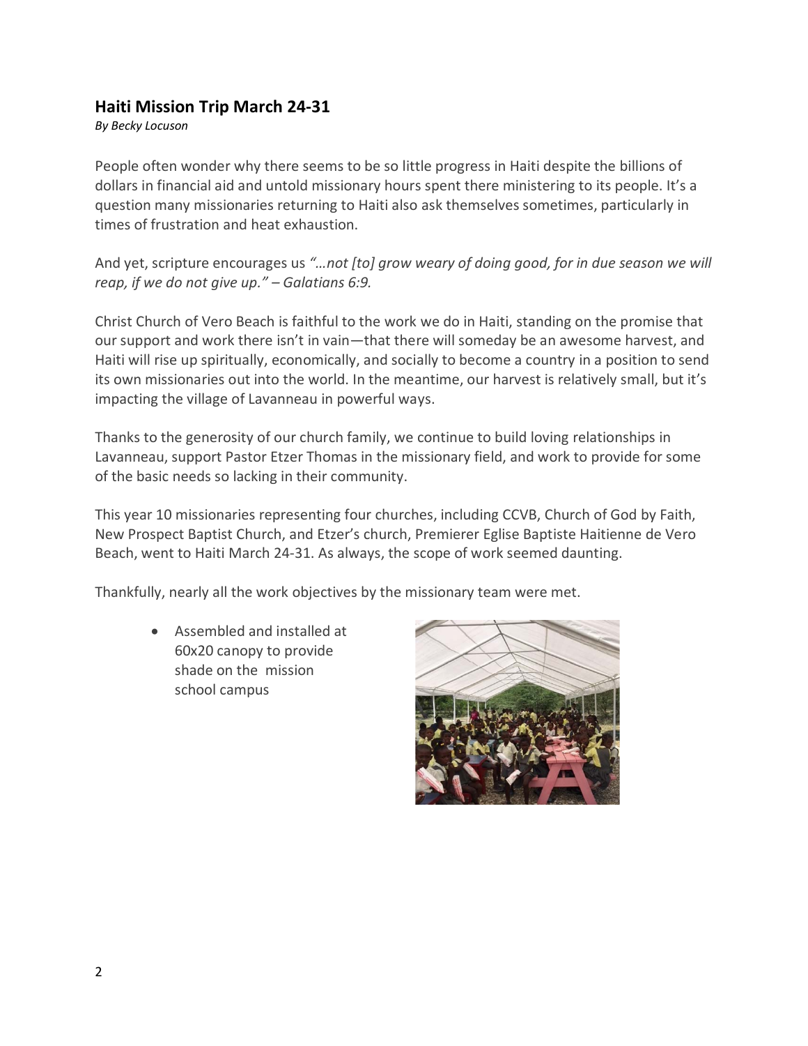## Haiti Mission Trip March 24-31

*By Becky Locuson*

People often wonder why there seems to be so little progress in Haiti despite the billions of dollars in financial aid and untold missionary hours spent there ministering to its people. It's a question many missionaries returning to Haiti also ask themselves sometimes, particularly in times of frustration and heat exhaustion.

And yet, scripture encourages us *"…not [to] grow weary of doing good, for in due season we will reap, if we do not give up." – Galatians 6:9.*

Christ Church of Vero Beach is faithful to the work we do in Haiti, standing on the promise that our support and work there isn't in vain—that there will someday be an awesome harvest, and Haiti will rise up spiritually, economically, and socially to become a country in a position to send its own missionaries out into the world. In the meantime, our harvest is relatively small, but it's impacting the village of Lavanneau in powerful ways.

Thanks to the generosity of our church family, we continue to build loving relationships in Lavanneau, support Pastor Etzer Thomas in the missionary field, and work to provide for some of the basic needs so lacking in their community.

This year 10 missionaries representing four churches, including CCVB, Church of God by Faith, New Prospect Baptist Church, and Etzer's church, Premierer Eglise Baptiste Haitienne de Vero Beach, went to Haiti March 24-31. As always, the scope of work seemed daunting.

Thankfully, nearly all the work objectives by the missionary team were met.

- Assembled and installed at 60x20 canopy to provide shade on the mission school campus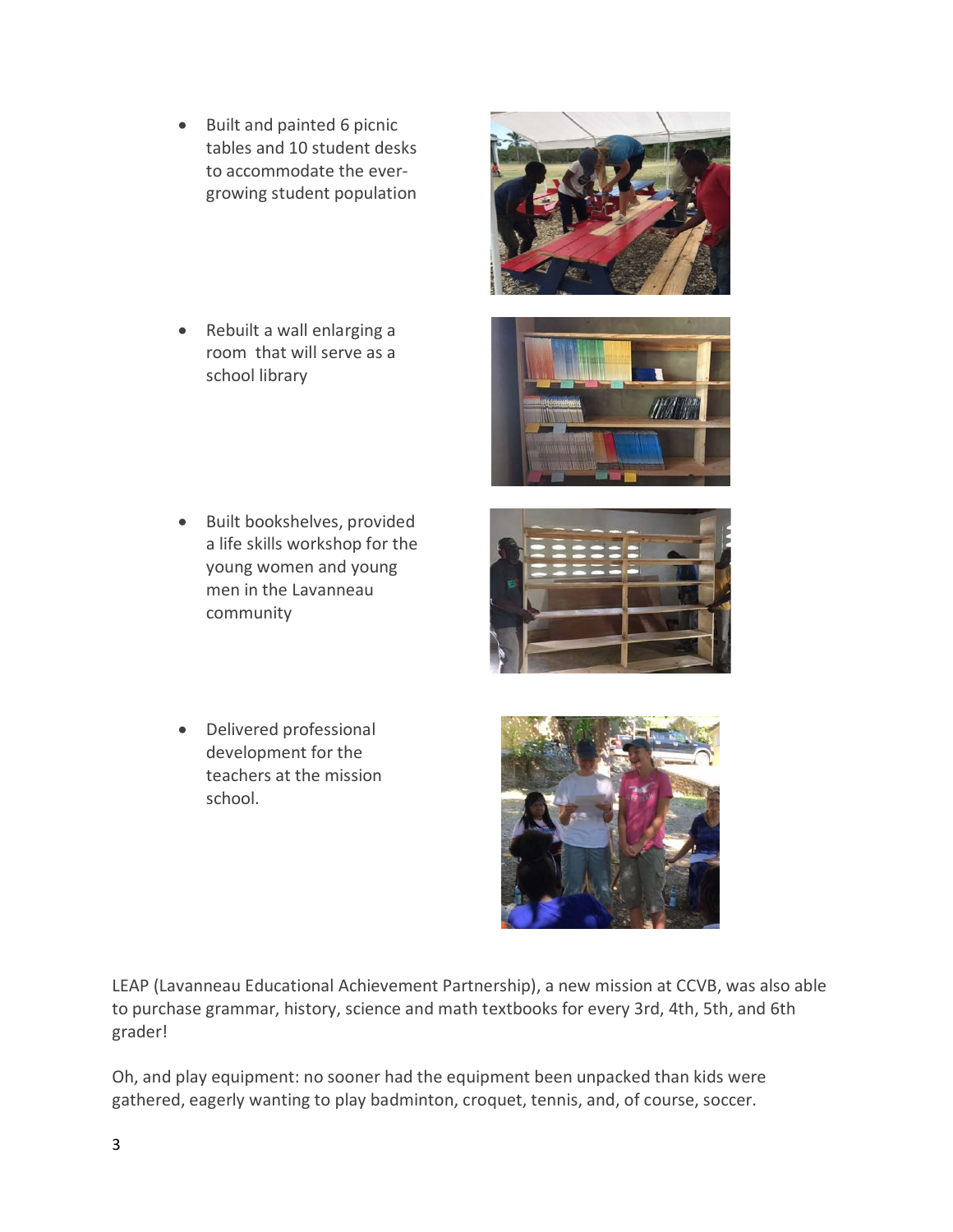- Built and painted 6 picnic tables and 10 student desks to accommodate the ever-growing student population

- Rebuilt a wall enlarging a room that will serve as a school library

- Built bookshelves, provided a life skills workshop for the young women and young men in the Lavanneau community

- Delivered professional development for the teachers at the mission school.

LEAP (Lavanneau Educational Achievement Partnership), a new mission at CCVB, was also able to purchase grammar, history, science and math textbooks for every 3rd, 4th, 5th, and 6th grader!

Oh, and play equipment: no sooner had the equipment been unpacked than kids were gathered, eagerly wanting to play badminton, croquet, tennis, and, of course, soccer.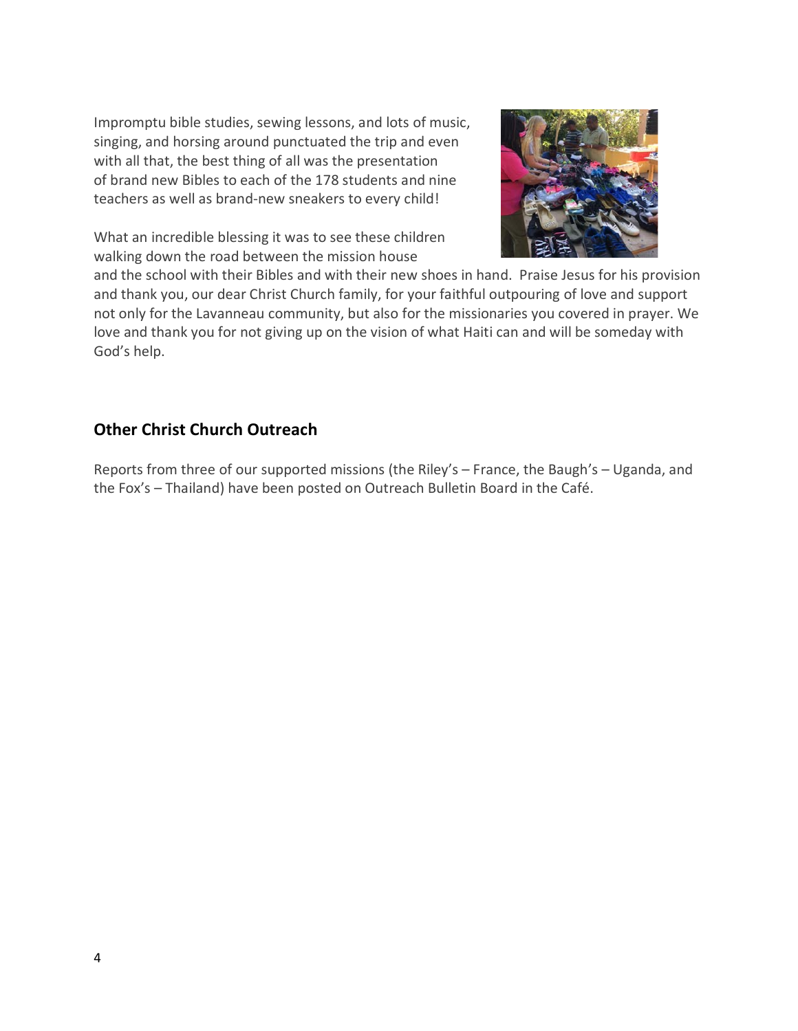Impromptu bible studies, sewing lessons, and lots of music, singing, and horsing around punctuated the trip and even with all that, the best thing of all was the presentation of brand new Bibles to each of the 178 students and nine teachers as well as brand-new sneakers to every child!

What an incredible blessing it was to see these children walking down the road between the mission house and the school with their Bibles and with their new shoes in hand. Praise Jesus for his provision and thank you, our dear Christ Church family, for your faithful outpouring of love and support not only for the Lavanneau community, but also for the missionaries you covered in prayer. We love and thank you for not giving up on the vision of what Haiti can and will be someday with God's help.

## Other Christ Church Outreach

Reports from three of our supported missions (the Riley's – France, the Baugh's – Uganda, and the Fox's – Thailand) have been posted on Outreach Bulletin Board in the Café.